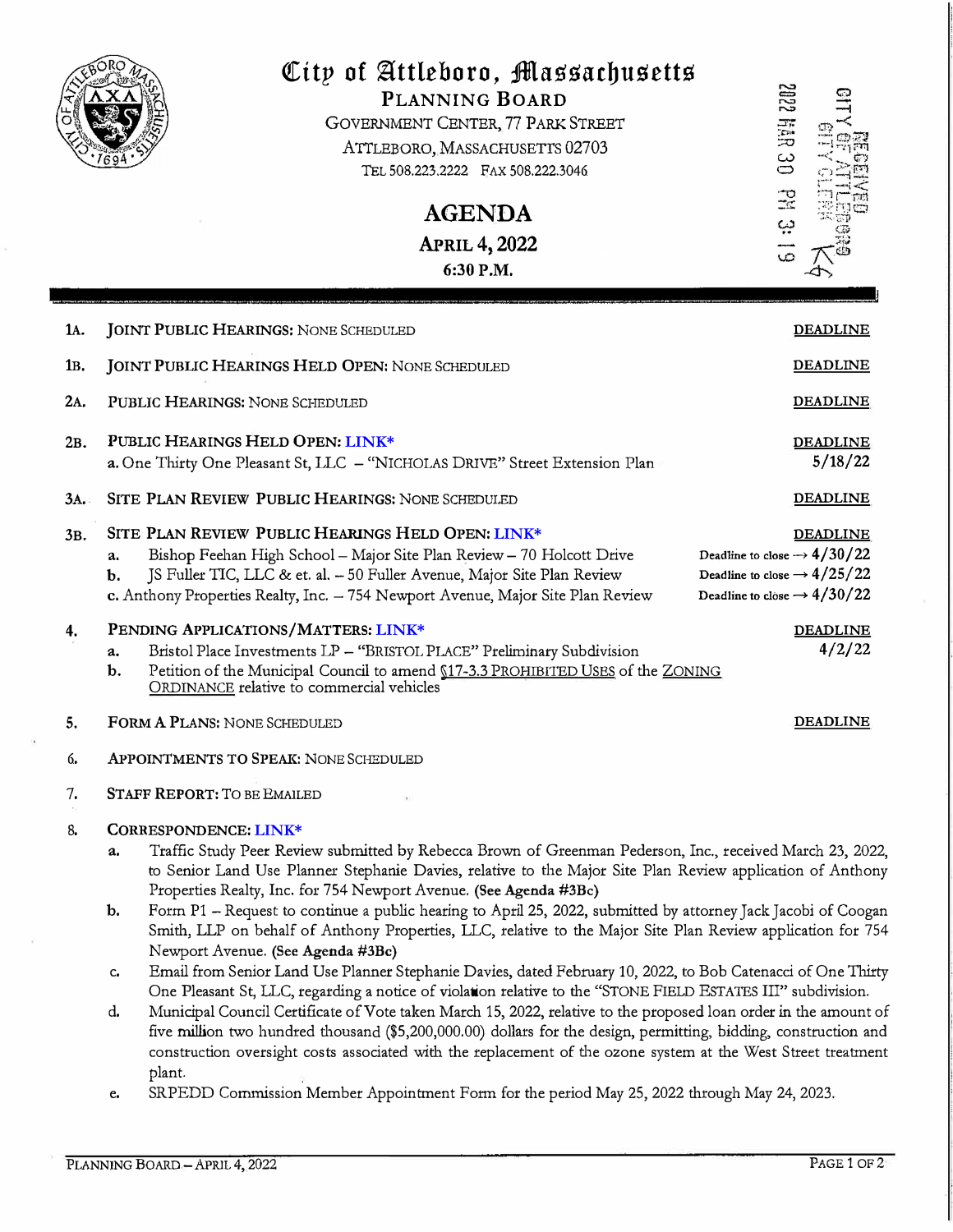# City of Attleboro, Massachusetts

**PLANNING BOARD**
GOVERNMENT CENTER, 77 PARK STREET
ATTLEBORO, MASSACHUSETTS 02703
TEL 508.223.2222 FAX 508.222.3046

RECEIVED CITY OF ATTLEBORO CITY CLERK 2022 MAR 30 PM 3:19

## AGENDA

**APRIL 4, 2022**
**6:30 P.M.**

---

**1A. JOINT PUBLIC HEARINGS:** NONE SCHEDULED — **DEADLINE**

**1B. JOINT PUBLIC HEARINGS HELD OPEN:** NONE SCHEDULED — **DEADLINE**

**2A. PUBLIC HEARINGS:** NONE SCHEDULED — **DEADLINE**

**2B. PUBLIC HEARINGS HELD OPEN:** LINK* — **DEADLINE**
- a. One Thirty One Pleasant St, LLC – "NICHOLAS DRIVE" Street Extension Plan — 5/18/22

**3A. SITE PLAN REVIEW PUBLIC HEARINGS:** NONE SCHEDULED — **DEADLINE**

**3B. SITE PLAN REVIEW PUBLIC HEARINGS HELD OPEN:** LINK* — **DEADLINE**
- a. Bishop Feehan High School – Major Site Plan Review – 70 Holcott Drive — Deadline to close → 4/30/22
- b. JS Fuller TIC, LLC & et. al. – 50 Fuller Avenue, Major Site Plan Review — Deadline to close → 4/25/22
- c. Anthony Properties Realty, Inc. – 754 Newport Avenue, Major Site Plan Review — Deadline to close → 4/30/22

**4. PENDING APPLICATIONS/MATTERS:** LINK* — **DEADLINE**
- a. Bristol Place Investments LP – "BRISTOL PLACE" Preliminary Subdivision — 4/2/22
- b. Petition of the Municipal Council to amend §17-3.3 PROHIBITED USES of the ZONING ORDINANCE relative to commercial vehicles

**5. FORM A PLANS:** NONE SCHEDULED — **DEADLINE**

**6. APPOINTMENTS TO SPEAK:** NONE SCHEDULED

**7. STAFF REPORT:** TO BE EMAILED

**8. CORRESPONDENCE:** LINK*
- a. Traffic Study Peer Review submitted by Rebecca Brown of Greenman Pederson, Inc., received March 23, 2022, to Senior Land Use Planner Stephanie Davies, relative to the Major Site Plan Review application of Anthony Properties Realty, Inc. for 754 Newport Avenue. **(See Agenda #3Bc)**
- b. Form P1 – Request to continue a public hearing to April 25, 2022, submitted by attorney Jack Jacobi of Coogan Smith, LLP on behalf of Anthony Properties, LLC, relative to the Major Site Plan Review application for 754 Newport Avenue. **(See Agenda #3Bc)**
- c. Email from Senior Land Use Planner Stephanie Davies, dated February 10, 2022, to Bob Catenacci of One Thirty One Pleasant St, LLC, regarding a notice of violation relative to the "STONE FIELD ESTATES III" subdivision.
- d. Municipal Council Certificate of Vote taken March 15, 2022, relative to the proposed loan order in the amount of five million two hundred thousand ($5,200,000.00) dollars for the design, permitting, bidding, construction and construction oversight costs associated with the replacement of the ozone system at the West Street treatment plant.
- e. SRPEDD Commission Member Appointment Form for the period May 25, 2022 through May 24, 2023.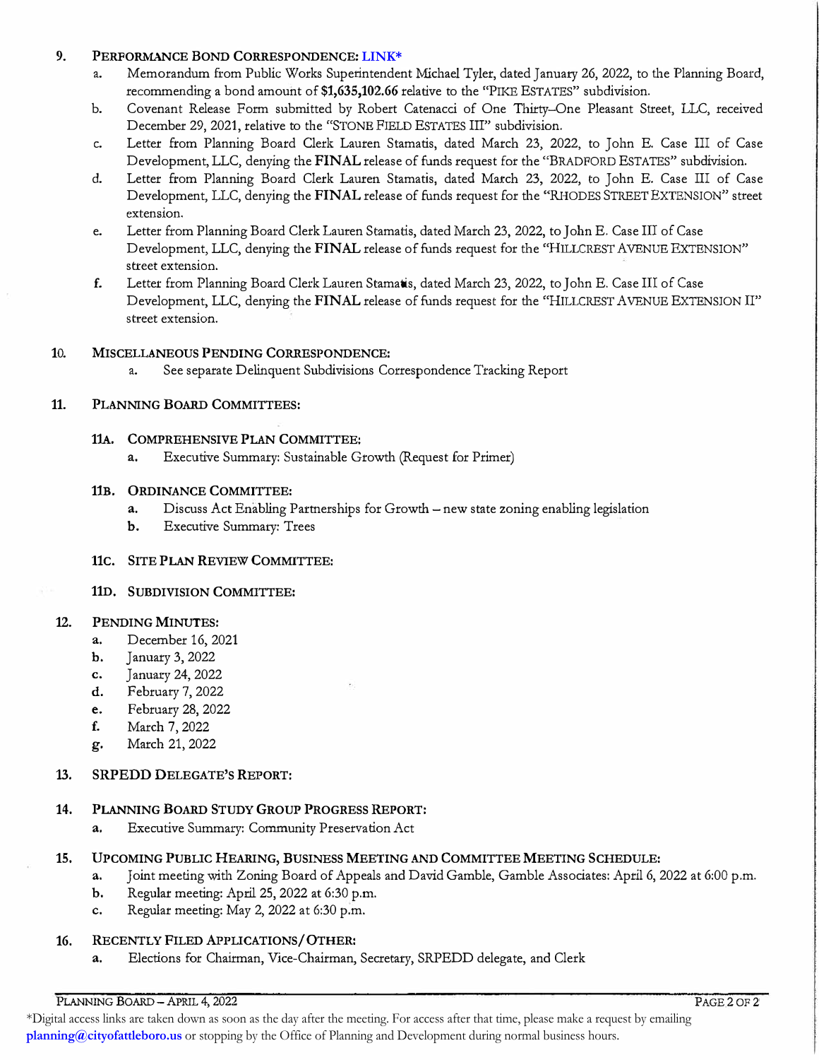9. **Performance Bond Correspondence: LINK***
   a. Memorandum from Public Works Superintendent Michael Tyler, dated January 26, 2022, to the Planning Board, recommending a bond amount of **$1,635,102.66** relative to the "Pike Estates" subdivision.
   b. Covenant Release Form submitted by Robert Catenacci of One Thirty–One Pleasant Street, LLC, received December 29, 2021, relative to the "Stone Field Estates III" subdivision.
   c. Letter from Planning Board Clerk Lauren Stamatis, dated March 23, 2022, to John E. Case III of Case Development, LLC, denying the **FINAL** release of funds request for the "Bradford Estates" subdivision.
   d. Letter from Planning Board Clerk Lauren Stamatis, dated March 23, 2022, to John E. Case III of Case Development, LLC, denying the **FINAL** release of funds request for the "Rhodes Street Extension" street extension.
   e. Letter from Planning Board Clerk Lauren Stamatis, dated March 23, 2022, to John E. Case III of Case Development, LLC, denying the **FINAL** release of funds request for the "Hillcrest Avenue Extension" street extension.
   f. Letter from Planning Board Clerk Lauren Stamatis, dated March 23, 2022, to John E. Case III of Case Development, LLC, denying the **FINAL** release of funds request for the "Hillcrest Avenue Extension II" street extension.

10. **Miscellaneous Pending Correspondence:**
    a. See separate Delinquent Subdivisions Correspondence Tracking Report

11. **Planning Board Committees:**

    **11A. Comprehensive Plan Committee:**
    a. Executive Summary: Sustainable Growth (Request for Primer)

    **11B. Ordinance Committee:**
    a. Discuss Act Enabling Partnerships for Growth – new state zoning enabling legislation
    b. Executive Summary: Trees

    **11C. Site Plan Review Committee:**

    **11D. Subdivision Committee:**

12. **Pending Minutes:**
    a. December 16, 2021
    b. January 3, 2022
    c. January 24, 2022
    d. February 7, 2022
    e. February 28, 2022
    f. March 7, 2022
    g. March 21, 2022

13. **SRPEDD Delegate's Report:**

14. **Planning Board Study Group Progress Report:**
    a. Executive Summary: Community Preservation Act

15. **Upcoming Public Hearing, Business Meeting and Committee Meeting Schedule:**
    a. Joint meeting with Zoning Board of Appeals and David Gamble, Gamble Associates: April 6, 2022 at 6:00 p.m.
    b. Regular meeting: April 25, 2022 at 6:30 p.m.
    c. Regular meeting: May 2, 2022 at 6:30 p.m.

16. **Recently Filed Applications/Other:**
    a. Elections for Chairman, Vice-Chairman, Secretary, SRPEDD delegate, and Clerk

*Digital access links are taken down as soon as the day after the meeting. For access after that time, please make a request by emailing **planning@cityofattleboro.us** or stopping by the Office of Planning and Development during normal business hours.